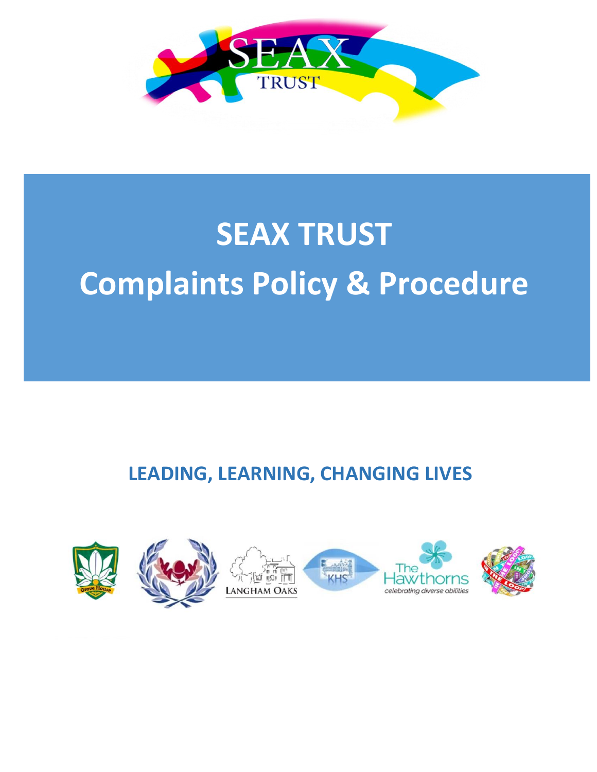# SEAX TRUST

# Complaints Policy & Procedure

**LEADING, LEARNING, CHANGING LIVES**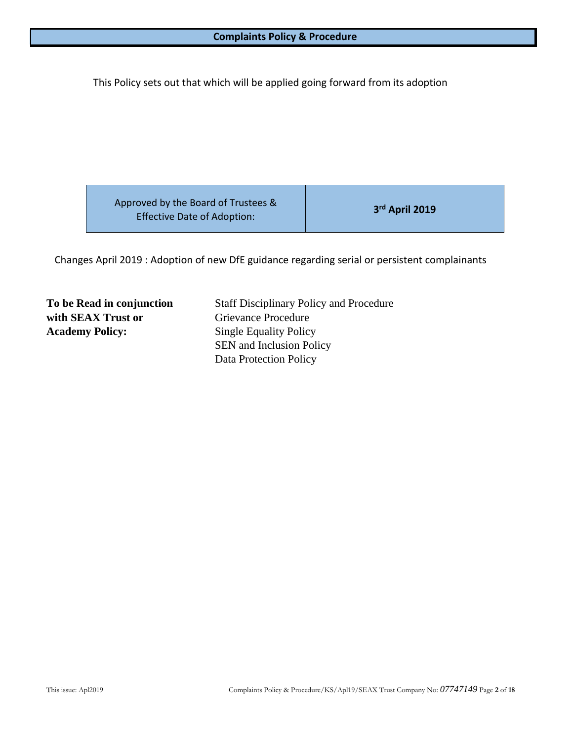# Complaints Policy & Procedure

This Policy sets out that which will be applied going forward from its adoption

| Approved by the Board of Trustees & Effective Date of Adoption: | **3rd April 2019** |
|---|---|

Changes April 2019 : Adoption of new DfE guidance regarding serial or persistent complainants

| **To be Read in conjunction with SEAX Trust or Academy Policy:** | Staff Disciplinary Policy and Procedure<br>Grievance Procedure<br>Single Equality Policy<br>SEN and Inclusion Policy<br>Data Protection Policy |
|---|---|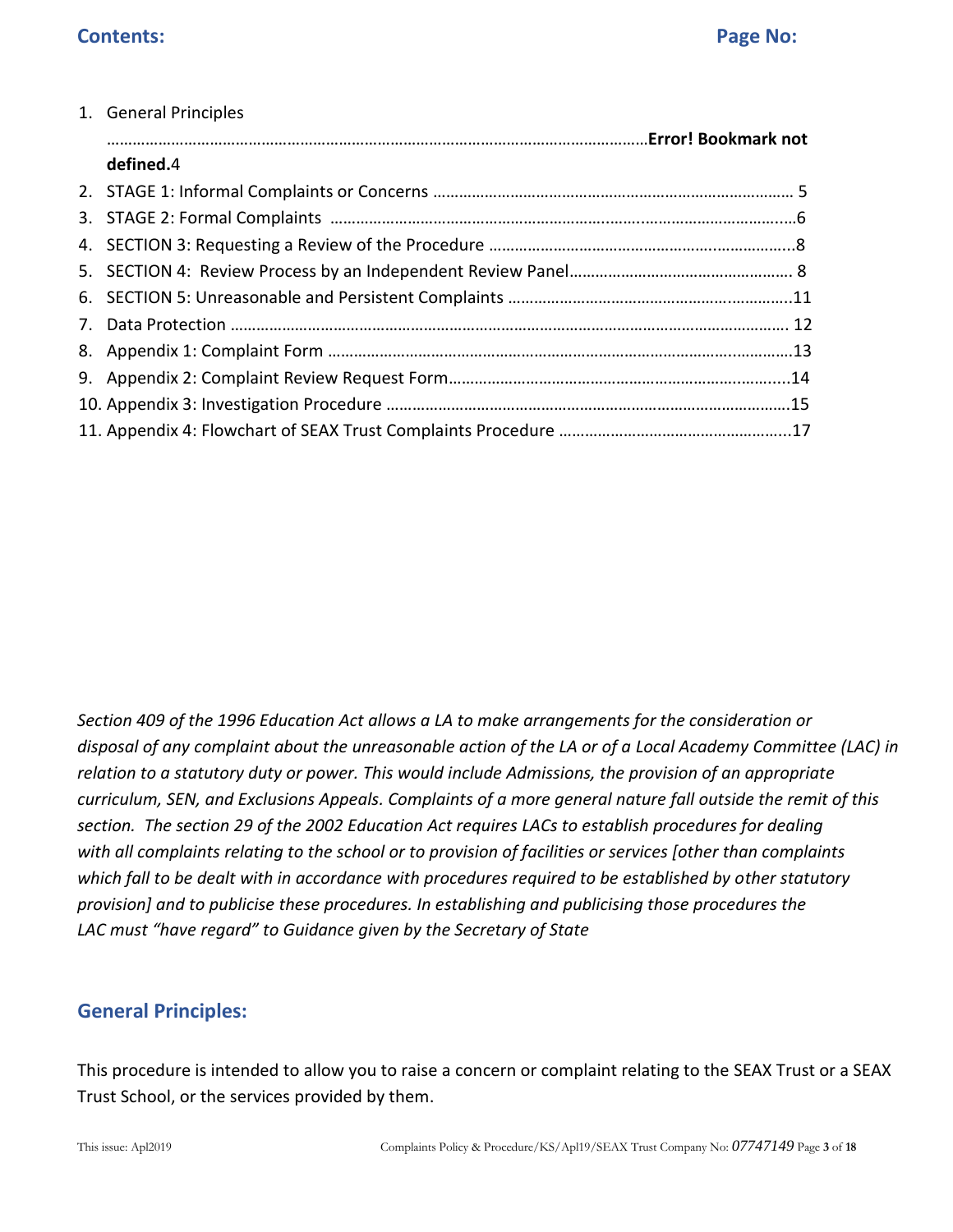## Contents: Page No:

1. General Principles ……………………………………………………………………………………………………**Error! Bookmark not defined.**4
2. STAGE 1: Informal Complaints or Concerns ………………………………………………………………………… 5
3. STAGE 2: Formal Complaints ………………………………………………………..…….………………………….....6
4. SECTION 3: Requesting a Review of the Procedure ……………………………………………….………………..8
5. SECTION 4: Review Process by an Independent Review Panel……………………………………………. 8
6. SECTION 5: Unreasonable and Persistent Complaints ……………………………………………..…………..11
7. Data Protection ……………………………………………………………………………………………………….. 12
8. Appendix 1: Complaint Form ………………………………………………………………………………..…………13
9. Appendix 2: Complaint Review Request Form……………………………………………………………….....14
10. Appendix 3: Investigation Procedure …………………………………………………………………………….15
11. Appendix 4: Flowchart of SEAX Trust Complaints Procedure ……………………………………………...17

*Section 409 of the 1996 Education Act allows a LA to make arrangements for the consideration or disposal of any complaint about the unreasonable action of the LA or of a Local Academy Committee (LAC) in relation to a statutory duty or power. This would include Admissions, the provision of an appropriate curriculum, SEN, and Exclusions Appeals. Complaints of a more general nature fall outside the remit of this section. The section 29 of the 2002 Education Act requires LACs to establish procedures for dealing with all complaints relating to the school or to provision of facilities or services [other than complaints which fall to be dealt with in accordance with procedures required to be established by other statutory provision] and to publicise these procedures. In establishing and publicising those procedures the LAC must "have regard" to Guidance given by the Secretary of State*

## General Principles:

This procedure is intended to allow you to raise a concern or complaint relating to the SEAX Trust or a SEAX Trust School, or the services provided by them.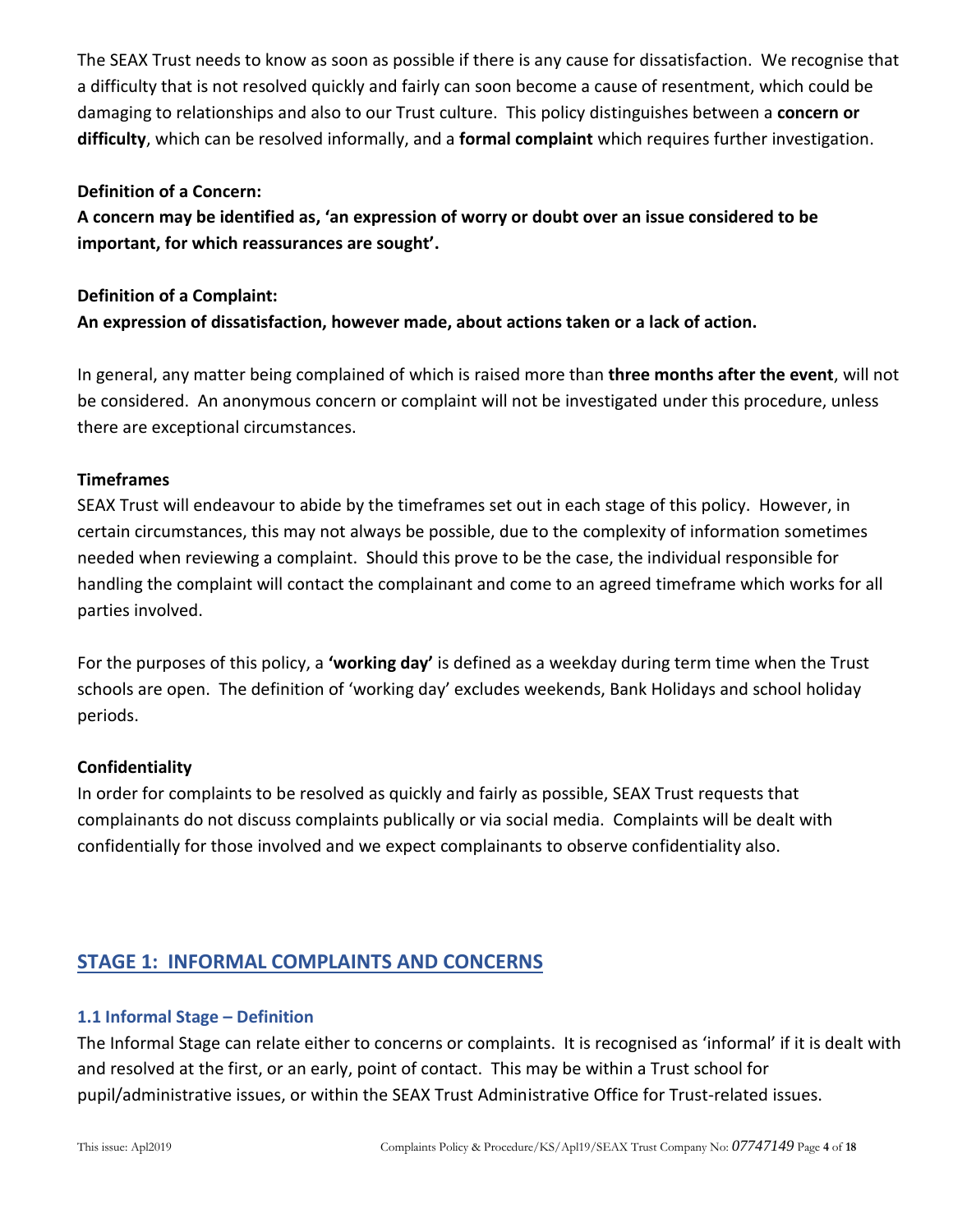The SEAX Trust needs to know as soon as possible if there is any cause for dissatisfaction. We recognise that a difficulty that is not resolved quickly and fairly can soon become a cause of resentment, which could be damaging to relationships and also to our Trust culture. This policy distinguishes between a **concern or difficulty**, which can be resolved informally, and a **formal complaint** which requires further investigation.

**Definition of a Concern:**

**A concern may be identified as, 'an expression of worry or doubt over an issue considered to be important, for which reassurances are sought'.**

**Definition of a Complaint:**

**An expression of dissatisfaction, however made, about actions taken or a lack of action.**

In general, any matter being complained of which is raised more than **three months after the event**, will not be considered. An anonymous concern or complaint will not be investigated under this procedure, unless there are exceptional circumstances.

**Timeframes**

SEAX Trust will endeavour to abide by the timeframes set out in each stage of this policy. However, in certain circumstances, this may not always be possible, due to the complexity of information sometimes needed when reviewing a complaint. Should this prove to be the case, the individual responsible for handling the complaint will contact the complainant and come to an agreed timeframe which works for all parties involved.

For the purposes of this policy, a **'working day'** is defined as a weekday during term time when the Trust schools are open. The definition of 'working day' excludes weekends, Bank Holidays and school holiday periods.

**Confidentiality**

In order for complaints to be resolved as quickly and fairly as possible, SEAX Trust requests that complainants do not discuss complaints publically or via social media. Complaints will be dealt with confidentially for those involved and we expect complainants to observe confidentiality also.

## STAGE 1: INFORMAL COMPLAINTS AND CONCERNS

### 1.1 Informal Stage – Definition

The Informal Stage can relate either to concerns or complaints. It is recognised as 'informal' if it is dealt with and resolved at the first, or an early, point of contact. This may be within a Trust school for pupil/administrative issues, or within the SEAX Trust Administrative Office for Trust-related issues.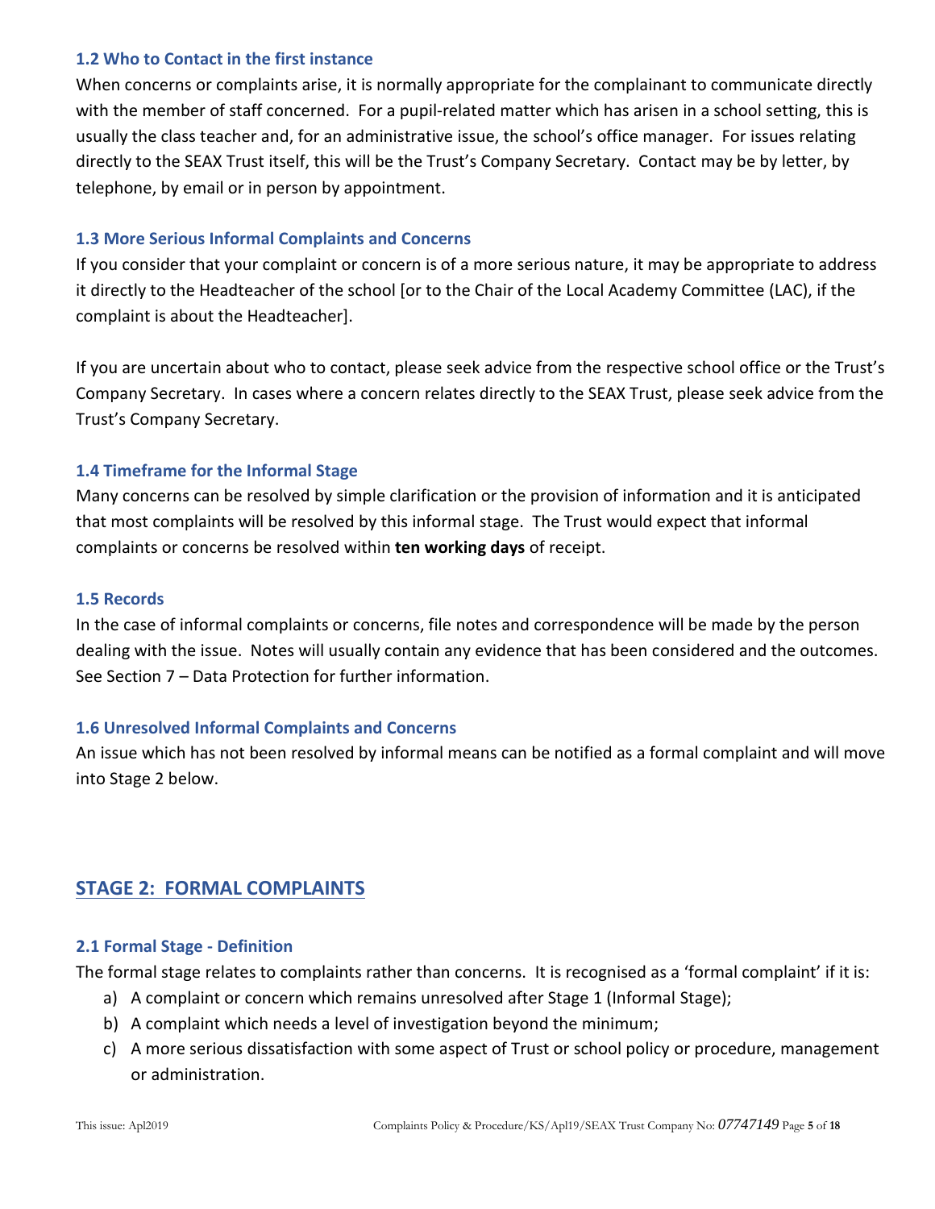### 1.2 Who to Contact in the first instance

When concerns or complaints arise, it is normally appropriate for the complainant to communicate directly with the member of staff concerned. For a pupil-related matter which has arisen in a school setting, this is usually the class teacher and, for an administrative issue, the school's office manager. For issues relating directly to the SEAX Trust itself, this will be the Trust's Company Secretary. Contact may be by letter, by telephone, by email or in person by appointment.

### 1.3 More Serious Informal Complaints and Concerns

If you consider that your complaint or concern is of a more serious nature, it may be appropriate to address it directly to the Headteacher of the school [or to the Chair of the Local Academy Committee (LAC), if the complaint is about the Headteacher].

If you are uncertain about who to contact, please seek advice from the respective school office or the Trust's Company Secretary. In cases where a concern relates directly to the SEAX Trust, please seek advice from the Trust's Company Secretary.

### 1.4 Timeframe for the Informal Stage

Many concerns can be resolved by simple clarification or the provision of information and it is anticipated that most complaints will be resolved by this informal stage. The Trust would expect that informal complaints or concerns be resolved within **ten working days** of receipt.

### 1.5 Records

In the case of informal complaints or concerns, file notes and correspondence will be made by the person dealing with the issue. Notes will usually contain any evidence that has been considered and the outcomes. See Section 7 – Data Protection for further information.

### 1.6 Unresolved Informal Complaints and Concerns

An issue which has not been resolved by informal means can be notified as a formal complaint and will move into Stage 2 below.

## STAGE 2: FORMAL COMPLAINTS

### 2.1 Formal Stage - Definition

The formal stage relates to complaints rather than concerns. It is recognised as a 'formal complaint' if it is:

a) A complaint or concern which remains unresolved after Stage 1 (Informal Stage);
b) A complaint which needs a level of investigation beyond the minimum;
c) A more serious dissatisfaction with some aspect of Trust or school policy or procedure, management or administration.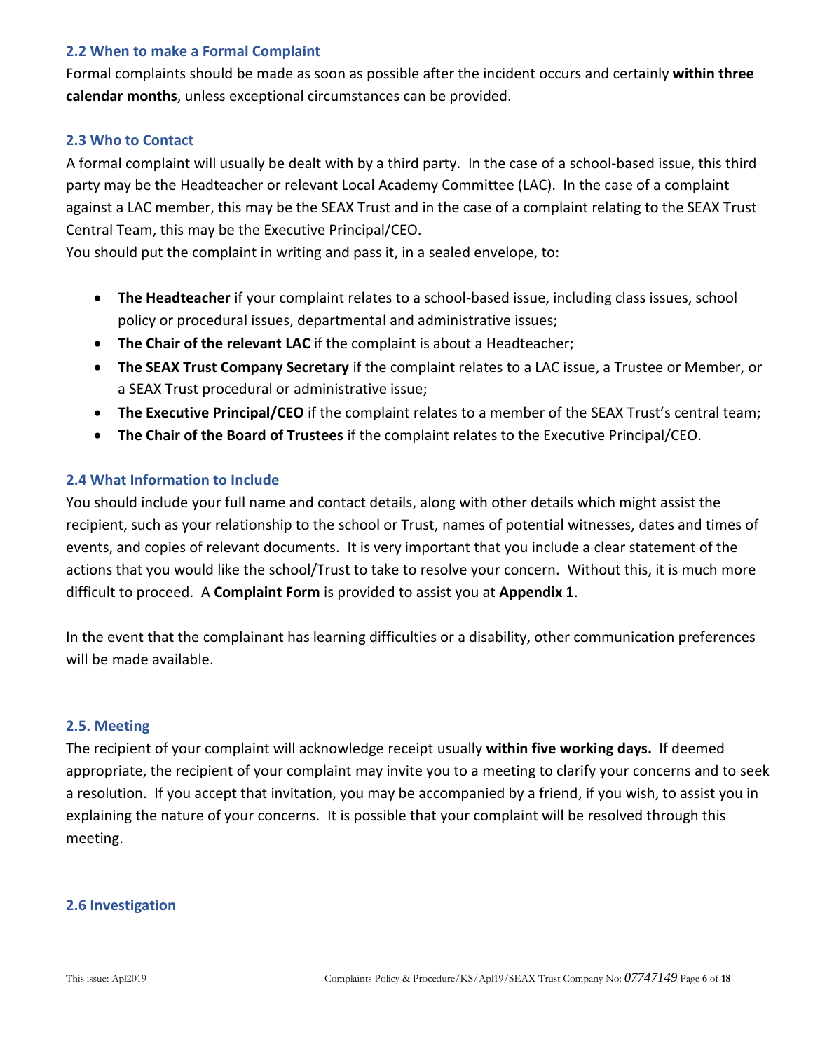### 2.2 When to make a Formal Complaint

Formal complaints should be made as soon as possible after the incident occurs and certainly **within three calendar months**, unless exceptional circumstances can be provided.

### 2.3 Who to Contact

A formal complaint will usually be dealt with by a third party. In the case of a school-based issue, this third party may be the Headteacher or relevant Local Academy Committee (LAC). In the case of a complaint against a LAC member, this may be the SEAX Trust and in the case of a complaint relating to the SEAX Trust Central Team, this may be the Executive Principal/CEO.

You should put the complaint in writing and pass it, in a sealed envelope, to:

- **The Headteacher** if your complaint relates to a school-based issue, including class issues, school policy or procedural issues, departmental and administrative issues;
- **The Chair of the relevant LAC** if the complaint is about a Headteacher;
- **The SEAX Trust Company Secretary** if the complaint relates to a LAC issue, a Trustee or Member, or a SEAX Trust procedural or administrative issue;
- **The Executive Principal/CEO** if the complaint relates to a member of the SEAX Trust's central team;
- **The Chair of the Board of Trustees** if the complaint relates to the Executive Principal/CEO.

### 2.4 What Information to Include

You should include your full name and contact details, along with other details which might assist the recipient, such as your relationship to the school or Trust, names of potential witnesses, dates and times of events, and copies of relevant documents. It is very important that you include a clear statement of the actions that you would like the school/Trust to take to resolve your concern. Without this, it is much more difficult to proceed. A **Complaint Form** is provided to assist you at **Appendix 1**.

In the event that the complainant has learning difficulties or a disability, other communication preferences will be made available.

### 2.5. Meeting

The recipient of your complaint will acknowledge receipt usually **within five working days.** If deemed appropriate, the recipient of your complaint may invite you to a meeting to clarify your concerns and to seek a resolution. If you accept that invitation, you may be accompanied by a friend, if you wish, to assist you in explaining the nature of your concerns. It is possible that your complaint will be resolved through this meeting.

### 2.6 Investigation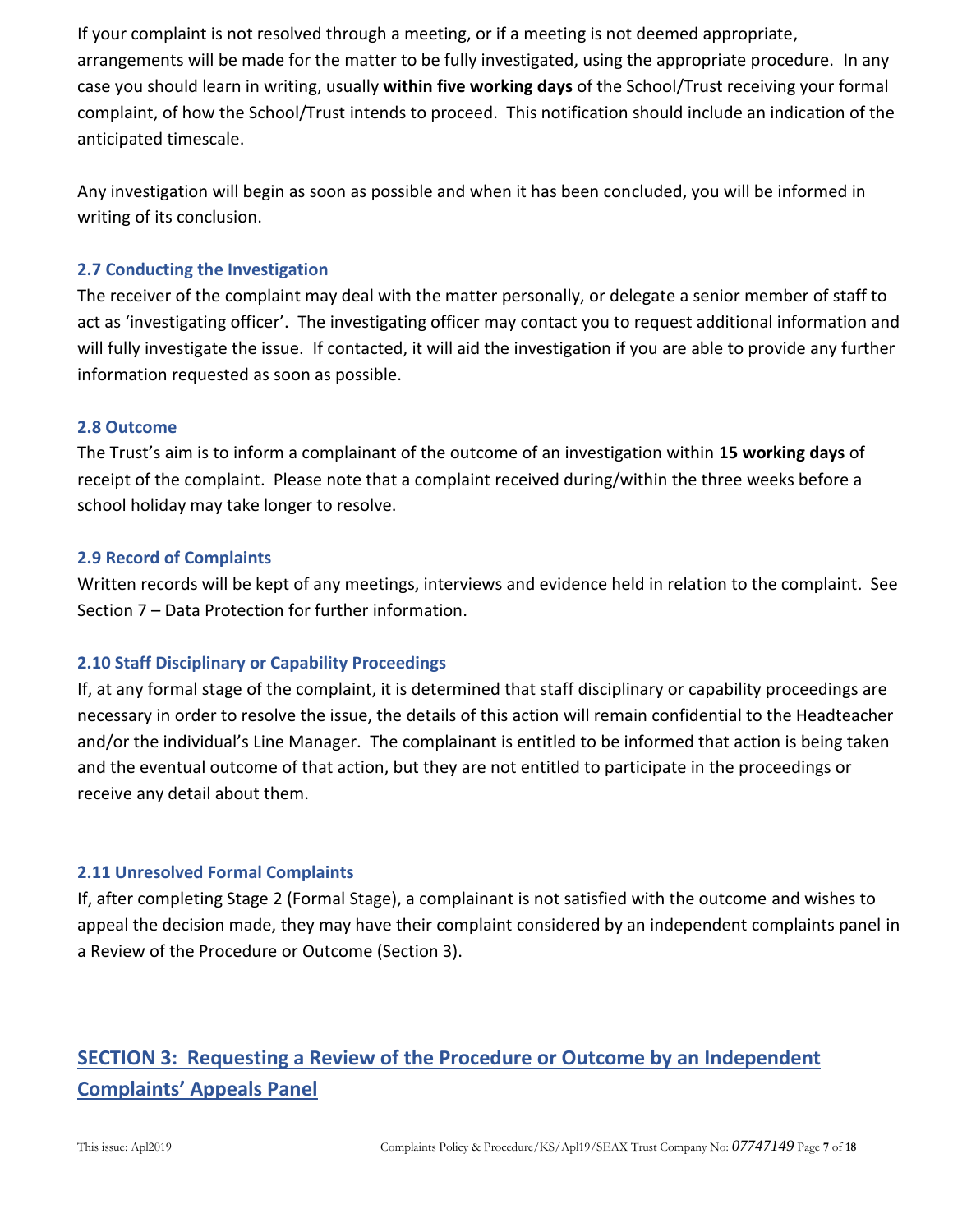If your complaint is not resolved through a meeting, or if a meeting is not deemed appropriate, arrangements will be made for the matter to be fully investigated, using the appropriate procedure. In any case you should learn in writing, usually **within five working days** of the School/Trust receiving your formal complaint, of how the School/Trust intends to proceed. This notification should include an indication of the anticipated timescale.

Any investigation will begin as soon as possible and when it has been concluded, you will be informed in writing of its conclusion.

### 2.7 Conducting the Investigation

The receiver of the complaint may deal with the matter personally, or delegate a senior member of staff to act as 'investigating officer'. The investigating officer may contact you to request additional information and will fully investigate the issue. If contacted, it will aid the investigation if you are able to provide any further information requested as soon as possible.

### 2.8 Outcome

The Trust's aim is to inform a complainant of the outcome of an investigation within **15 working days** of receipt of the complaint. Please note that a complaint received during/within the three weeks before a school holiday may take longer to resolve.

### 2.9 Record of Complaints

Written records will be kept of any meetings, interviews and evidence held in relation to the complaint. See Section 7 – Data Protection for further information.

### 2.10 Staff Disciplinary or Capability Proceedings

If, at any formal stage of the complaint, it is determined that staff disciplinary or capability proceedings are necessary in order to resolve the issue, the details of this action will remain confidential to the Headteacher and/or the individual's Line Manager. The complainant is entitled to be informed that action is being taken and the eventual outcome of that action, but they are not entitled to participate in the proceedings or receive any detail about them.

### 2.11 Unresolved Formal Complaints

If, after completing Stage 2 (Formal Stage), a complainant is not satisfied with the outcome and wishes to appeal the decision made, they may have their complaint considered by an independent complaints panel in a Review of the Procedure or Outcome (Section 3).

## SECTION 3: Requesting a Review of the Procedure or Outcome by an Independent Complaints' Appeals Panel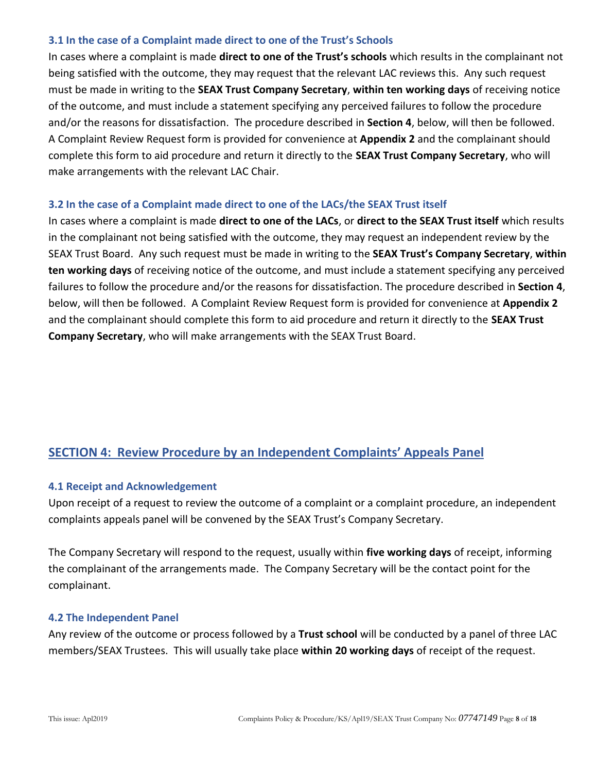### 3.1 In the case of a Complaint made direct to one of the Trust's Schools

In cases where a complaint is made **direct to one of the Trust's schools** which results in the complainant not being satisfied with the outcome, they may request that the relevant LAC reviews this. Any such request must be made in writing to the **SEAX Trust Company Secretary**, **within ten working days** of receiving notice of the outcome, and must include a statement specifying any perceived failures to follow the procedure and/or the reasons for dissatisfaction. The procedure described in **Section 4**, below, will then be followed. A Complaint Review Request form is provided for convenience at **Appendix 2** and the complainant should complete this form to aid procedure and return it directly to the **SEAX Trust Company Secretary**, who will make arrangements with the relevant LAC Chair.

### 3.2 In the case of a Complaint made direct to one of the LACs/the SEAX Trust itself

In cases where a complaint is made **direct to one of the LACs**, or **direct to the SEAX Trust itself** which results in the complainant not being satisfied with the outcome, they may request an independent review by the SEAX Trust Board. Any such request must be made in writing to the **SEAX Trust's Company Secretary**, **within ten working days** of receiving notice of the outcome, and must include a statement specifying any perceived failures to follow the procedure and/or the reasons for dissatisfaction. The procedure described in **Section 4**, below, will then be followed. A Complaint Review Request form is provided for convenience at **Appendix 2** and the complainant should complete this form to aid procedure and return it directly to the **SEAX Trust Company Secretary**, who will make arrangements with the SEAX Trust Board.

## SECTION 4: Review Procedure by an Independent Complaints' Appeals Panel

### 4.1 Receipt and Acknowledgement

Upon receipt of a request to review the outcome of a complaint or a complaint procedure, an independent complaints appeals panel will be convened by the SEAX Trust's Company Secretary.

The Company Secretary will respond to the request, usually within **five working days** of receipt, informing the complainant of the arrangements made. The Company Secretary will be the contact point for the complainant.

### 4.2 The Independent Panel

Any review of the outcome or process followed by a **Trust school** will be conducted by a panel of three LAC members/SEAX Trustees. This will usually take place **within 20 working days** of receipt of the request.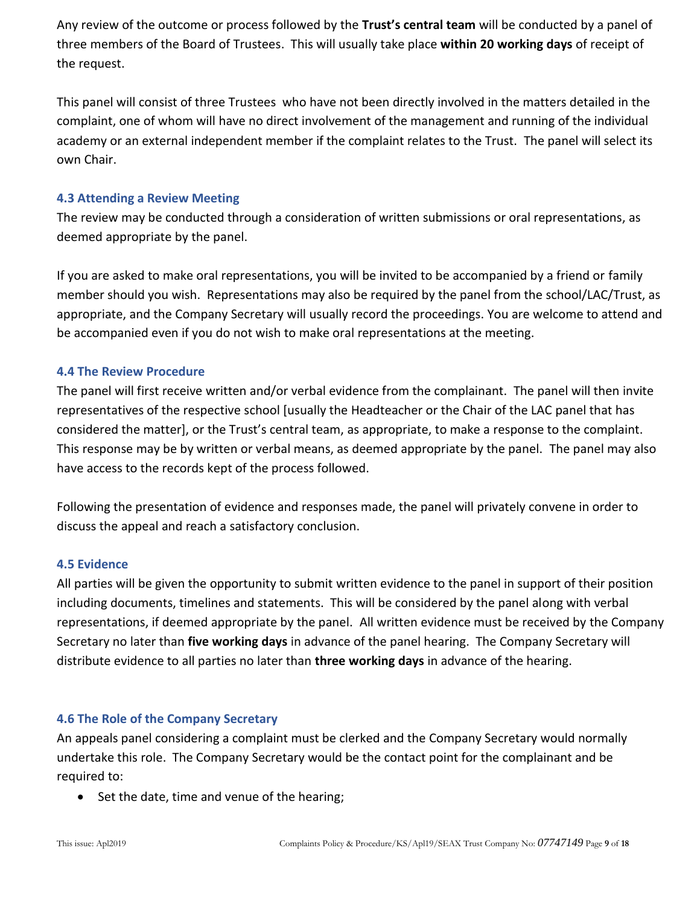Any review of the outcome or process followed by the **Trust's central team** will be conducted by a panel of three members of the Board of Trustees. This will usually take place **within 20 working days** of receipt of the request.

This panel will consist of three Trustees who have not been directly involved in the matters detailed in the complaint, one of whom will have no direct involvement of the management and running of the individual academy or an external independent member if the complaint relates to the Trust. The panel will select its own Chair.

### 4.3 Attending a Review Meeting

The review may be conducted through a consideration of written submissions or oral representations, as deemed appropriate by the panel.

If you are asked to make oral representations, you will be invited to be accompanied by a friend or family member should you wish. Representations may also be required by the panel from the school/LAC/Trust, as appropriate, and the Company Secretary will usually record the proceedings. You are welcome to attend and be accompanied even if you do not wish to make oral representations at the meeting.

### 4.4 The Review Procedure

The panel will first receive written and/or verbal evidence from the complainant. The panel will then invite representatives of the respective school [usually the Headteacher or the Chair of the LAC panel that has considered the matter], or the Trust's central team, as appropriate, to make a response to the complaint. This response may be by written or verbal means, as deemed appropriate by the panel. The panel may also have access to the records kept of the process followed.

Following the presentation of evidence and responses made, the panel will privately convene in order to discuss the appeal and reach a satisfactory conclusion.

### 4.5 Evidence

All parties will be given the opportunity to submit written evidence to the panel in support of their position including documents, timelines and statements. This will be considered by the panel along with verbal representations, if deemed appropriate by the panel. All written evidence must be received by the Company Secretary no later than **five working days** in advance of the panel hearing. The Company Secretary will distribute evidence to all parties no later than **three working days** in advance of the hearing.

### 4.6 The Role of the Company Secretary

An appeals panel considering a complaint must be clerked and the Company Secretary would normally undertake this role. The Company Secretary would be the contact point for the complainant and be required to:

- Set the date, time and venue of the hearing;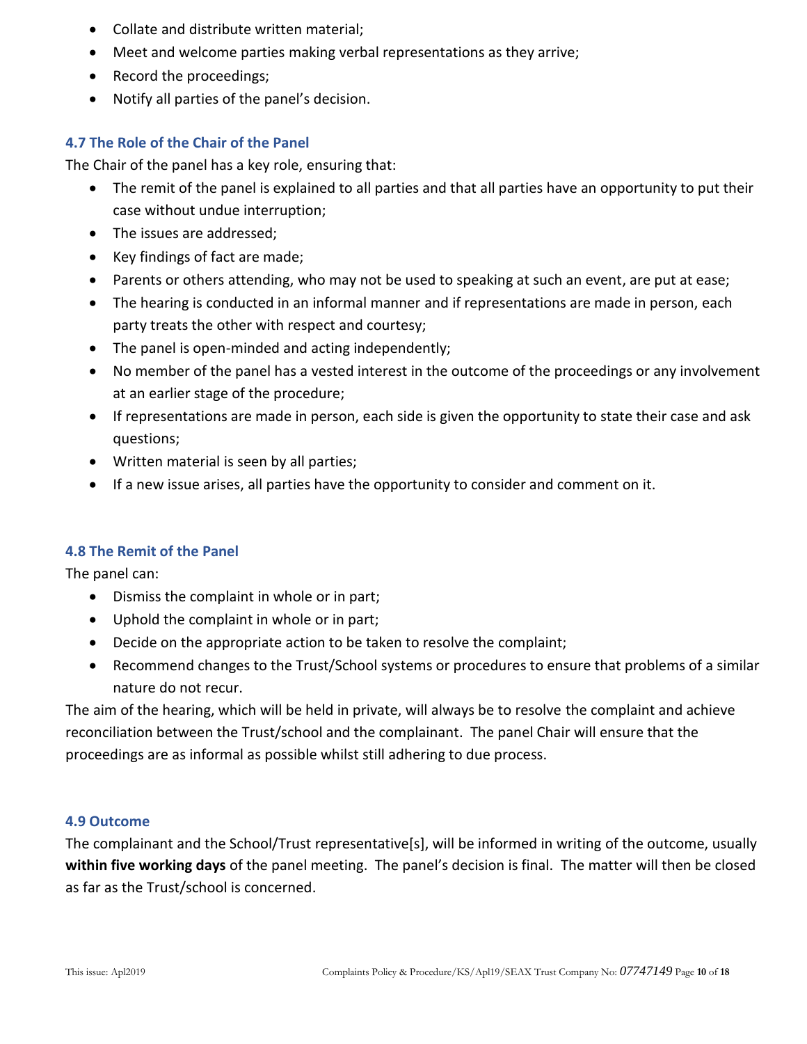- Collate and distribute written material;
- Meet and welcome parties making verbal representations as they arrive;
- Record the proceedings;
- Notify all parties of the panel's decision.

### 4.7 The Role of the Chair of the Panel

The Chair of the panel has a key role, ensuring that:

- The remit of the panel is explained to all parties and that all parties have an opportunity to put their case without undue interruption;
- The issues are addressed;
- Key findings of fact are made;
- Parents or others attending, who may not be used to speaking at such an event, are put at ease;
- The hearing is conducted in an informal manner and if representations are made in person, each party treats the other with respect and courtesy;
- The panel is open-minded and acting independently;
- No member of the panel has a vested interest in the outcome of the proceedings or any involvement at an earlier stage of the procedure;
- If representations are made in person, each side is given the opportunity to state their case and ask questions;
- Written material is seen by all parties;
- If a new issue arises, all parties have the opportunity to consider and comment on it.

### 4.8 The Remit of the Panel

The panel can:

- Dismiss the complaint in whole or in part;
- Uphold the complaint in whole or in part;
- Decide on the appropriate action to be taken to resolve the complaint;
- Recommend changes to the Trust/School systems or procedures to ensure that problems of a similar nature do not recur.

The aim of the hearing, which will be held in private, will always be to resolve the complaint and achieve reconciliation between the Trust/school and the complainant. The panel Chair will ensure that the proceedings are as informal as possible whilst still adhering to due process.

### 4.9 Outcome

The complainant and the School/Trust representative[s], will be informed in writing of the outcome, usually **within five working days** of the panel meeting. The panel's decision is final. The matter will then be closed as far as the Trust/school is concerned.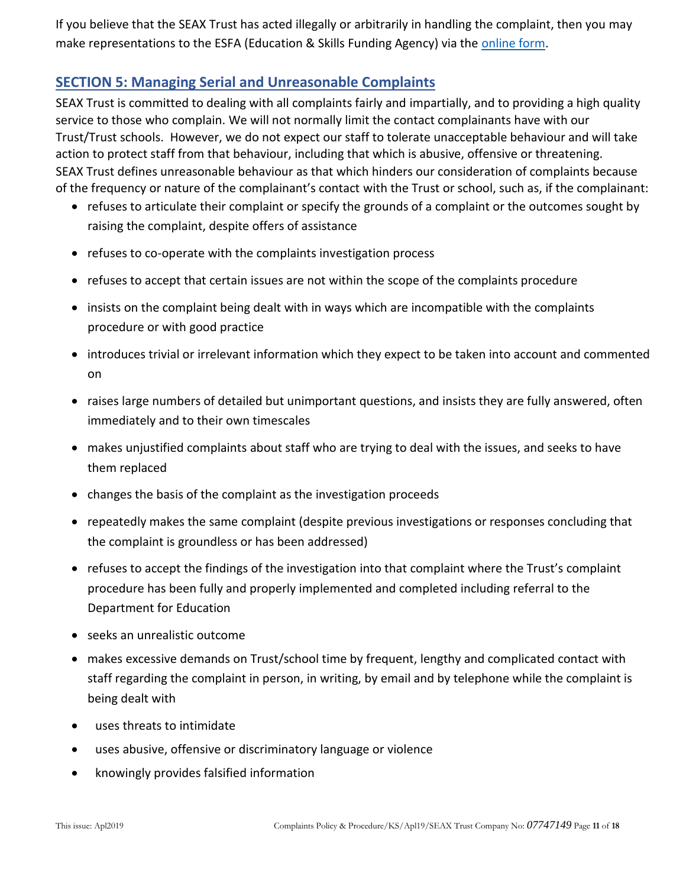If you believe that the SEAX Trust has acted illegally or arbitrarily in handling the complaint, then you may make representations to the ESFA (Education & Skills Funding Agency) via the online form.

## SECTION 5: Managing Serial and Unreasonable Complaints

SEAX Trust is committed to dealing with all complaints fairly and impartially, and to providing a high quality service to those who complain. We will not normally limit the contact complainants have with our Trust/Trust schools. However, we do not expect our staff to tolerate unacceptable behaviour and will take action to protect staff from that behaviour, including that which is abusive, offensive or threatening.
SEAX Trust defines unreasonable behaviour as that which hinders our consideration of complaints because of the frequency or nature of the complainant's contact with the Trust or school, such as, if the complainant:

- refuses to articulate their complaint or specify the grounds of a complaint or the outcomes sought by raising the complaint, despite offers of assistance
- refuses to co-operate with the complaints investigation process
- refuses to accept that certain issues are not within the scope of the complaints procedure
- insists on the complaint being dealt with in ways which are incompatible with the complaints procedure or with good practice
- introduces trivial or irrelevant information which they expect to be taken into account and commented on
- raises large numbers of detailed but unimportant questions, and insists they are fully answered, often immediately and to their own timescales
- makes unjustified complaints about staff who are trying to deal with the issues, and seeks to have them replaced
- changes the basis of the complaint as the investigation proceeds
- repeatedly makes the same complaint (despite previous investigations or responses concluding that the complaint is groundless or has been addressed)
- refuses to accept the findings of the investigation into that complaint where the Trust's complaint procedure has been fully and properly implemented and completed including referral to the Department for Education
- seeks an unrealistic outcome
- makes excessive demands on Trust/school time by frequent, lengthy and complicated contact with staff regarding the complaint in person, in writing, by email and by telephone while the complaint is being dealt with
- uses threats to intimidate
- uses abusive, offensive or discriminatory language or violence
- knowingly provides falsified information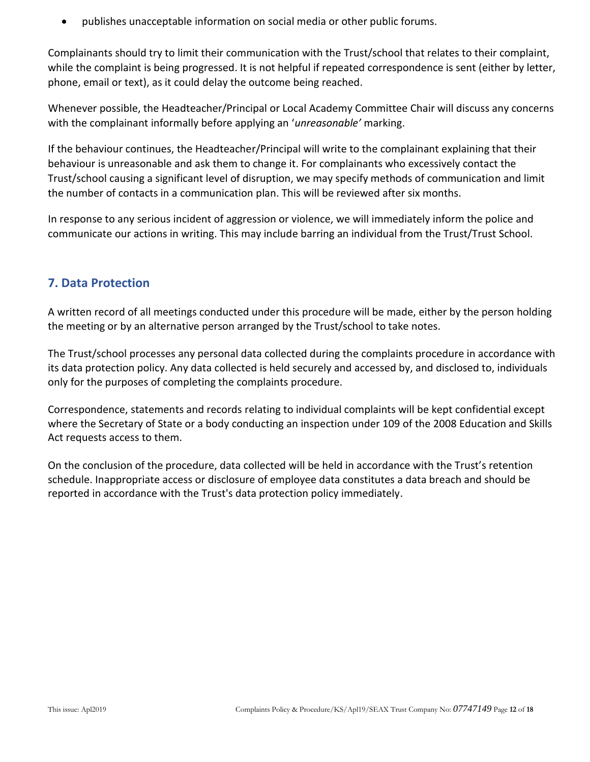- publishes unacceptable information on social media or other public forums.

Complainants should try to limit their communication with the Trust/school that relates to their complaint, while the complaint is being progressed. It is not helpful if repeated correspondence is sent (either by letter, phone, email or text), as it could delay the outcome being reached.

Whenever possible, the Headteacher/Principal or Local Academy Committee Chair will discuss any concerns with the complainant informally before applying an '*unreasonable'* marking.

If the behaviour continues, the Headteacher/Principal will write to the complainant explaining that their behaviour is unreasonable and ask them to change it. For complainants who excessively contact the Trust/school causing a significant level of disruption, we may specify methods of communication and limit the number of contacts in a communication plan. This will be reviewed after six months.

In response to any serious incident of aggression or violence, we will immediately inform the police and communicate our actions in writing. This may include barring an individual from the Trust/Trust School.

## 7. Data Protection

A written record of all meetings conducted under this procedure will be made, either by the person holding the meeting or by an alternative person arranged by the Trust/school to take notes.

The Trust/school processes any personal data collected during the complaints procedure in accordance with its data protection policy. Any data collected is held securely and accessed by, and disclosed to, individuals only for the purposes of completing the complaints procedure.

Correspondence, statements and records relating to individual complaints will be kept confidential except where the Secretary of State or a body conducting an inspection under 109 of the 2008 Education and Skills Act requests access to them.

On the conclusion of the procedure, data collected will be held in accordance with the Trust's retention schedule. Inappropriate access or disclosure of employee data constitutes a data breach and should be reported in accordance with the Trust's data protection policy immediately.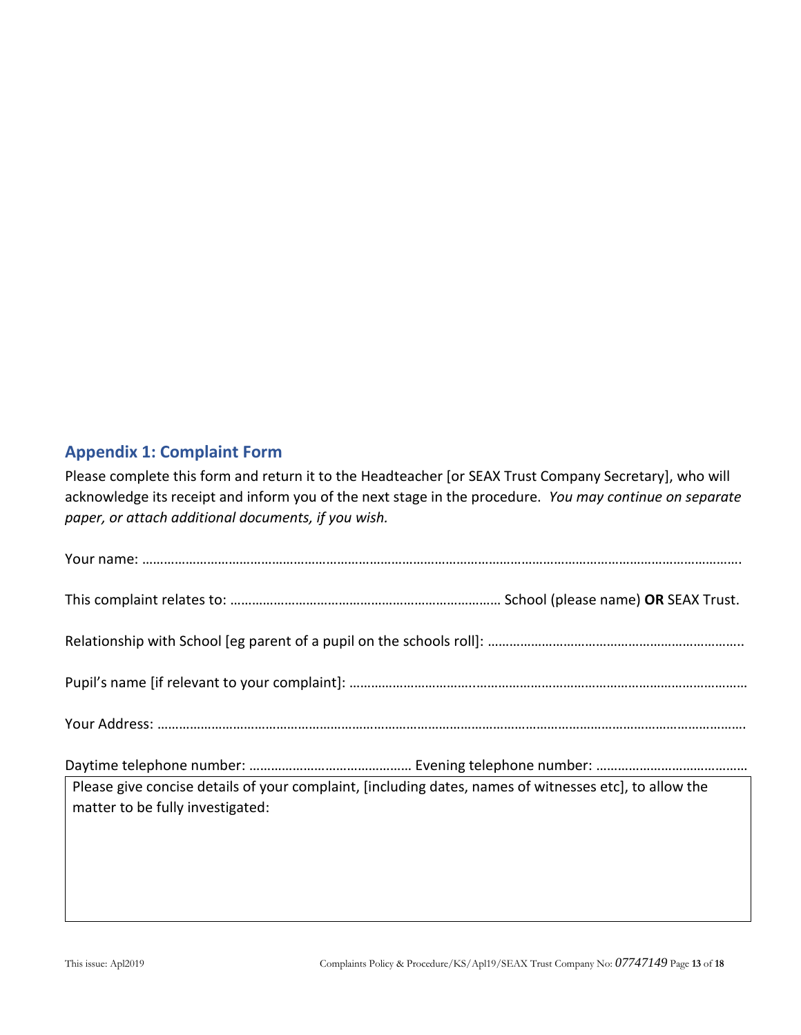## Appendix 1: Complaint Form

Please complete this form and return it to the Headteacher [or SEAX Trust Company Secretary], who will acknowledge its receipt and inform you of the next stage in the procedure. *You may continue on separate paper, or attach additional documents, if you wish.*

Your name: ………………………………………………………………………………………………………………………………………….

This complaint relates to: ………………………………………………………………… School (please name) **OR** SEAX Trust.

Relationship with School [eg parent of a pupil on the schools roll]: ……………………………………………………………..

Pupil's name [if relevant to your complaint]: ………………………….……………………………………………………………………

Your Address: ……………………………………………………………………………………………………………………………………….

Daytime telephone number: ……………………………………… Evening telephone number: ……………………………………

| Please give concise details of your complaint, [including dates, names of witnesses etc], to allow the matter to be fully investigated: |
|---|
| |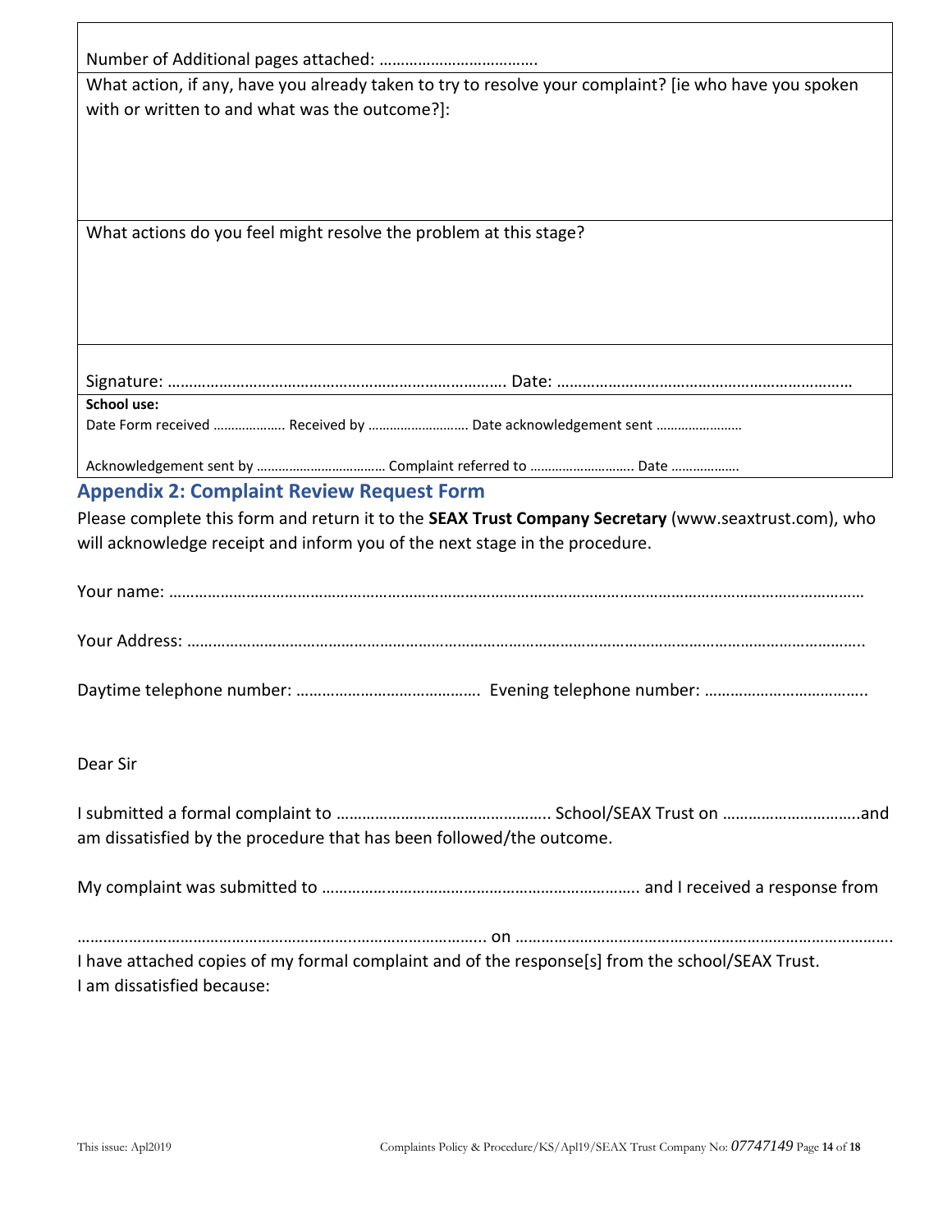Number of Additional pages attached: ……………………………….

What action, if any, have you already taken to try to resolve your complaint? [ie who have you spoken with or written to and what was the outcome?]:

What actions do you feel might resolve the problem at this stage?

Signature: ……………………………………………………………………. Date: ……………………………………………………………

**School use:**

Date Form received ……………….. Received by ………………………. Date acknowledgement sent ……………………

Acknowledgement sent by ……………………………… Complaint referred to ………………………. Date ……………….

## Appendix 2: Complaint Review Request Form

Please complete this form and return it to the **SEAX Trust Company Secretary** (www.seaxtrust.com), who will acknowledge receipt and inform you of the next stage in the procedure.

Your name: ………………………………………………………………………………………………………………………………………

Your Address: ………………………………………………………………………………………………………………………………….

Daytime telephone number: …………………………………… Evening telephone number: ……………………………….

Dear Sir

I submitted a formal complaint to ………………………………………….. School/SEAX Trust on …………………………..and am dissatisfied by the procedure that has been followed/the outcome.

My complaint was submitted to ……………………………………………………………….. and I received a response from

…………………………………………………...………………………….. on …………………………………………………………………………….

I have attached copies of my formal complaint and of the response[s] from the school/SEAX Trust.

I am dissatisfied because: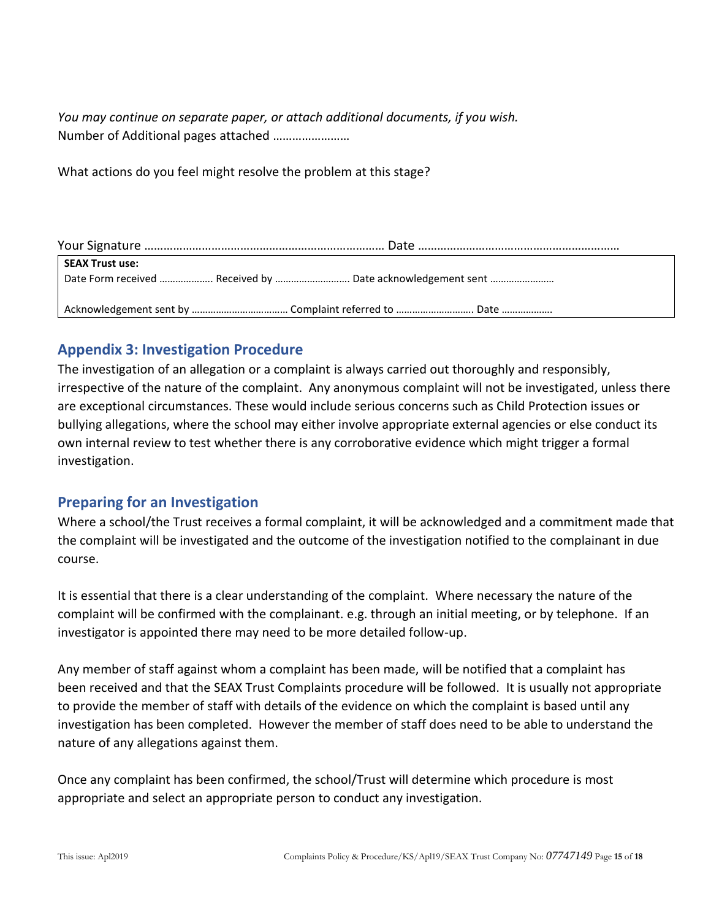*You may continue on separate paper, or attach additional documents, if you wish.*
Number of Additional pages attached ……………………

What actions do you feel might resolve the problem at this stage?

Your Signature ………………………………………………………………… Date ……………………………………………………

| **SEAX Trust use:** |
|---|
| Date Form received ………………. Received by ………………………. Date acknowledgement sent …………………… |
| Acknowledgement sent by ……………………………… Complaint referred to ………………………. Date ………………. |

## Appendix 3: Investigation Procedure

The investigation of an allegation or a complaint is always carried out thoroughly and responsibly, irrespective of the nature of the complaint. Any anonymous complaint will not be investigated, unless there are exceptional circumstances. These would include serious concerns such as Child Protection issues or bullying allegations, where the school may either involve appropriate external agencies or else conduct its own internal review to test whether there is any corroborative evidence which might trigger a formal investigation.

## Preparing for an Investigation

Where a school/the Trust receives a formal complaint, it will be acknowledged and a commitment made that the complaint will be investigated and the outcome of the investigation notified to the complainant in due course.

It is essential that there is a clear understanding of the complaint. Where necessary the nature of the complaint will be confirmed with the complainant. e.g. through an initial meeting, or by telephone. If an investigator is appointed there may need to be more detailed follow-up.

Any member of staff against whom a complaint has been made, will be notified that a complaint has been received and that the SEAX Trust Complaints procedure will be followed. It is usually not appropriate to provide the member of staff with details of the evidence on which the complaint is based until any investigation has been completed. However the member of staff does need to be able to understand the nature of any allegations against them.

Once any complaint has been confirmed, the school/Trust will determine which procedure is most appropriate and select an appropriate person to conduct any investigation.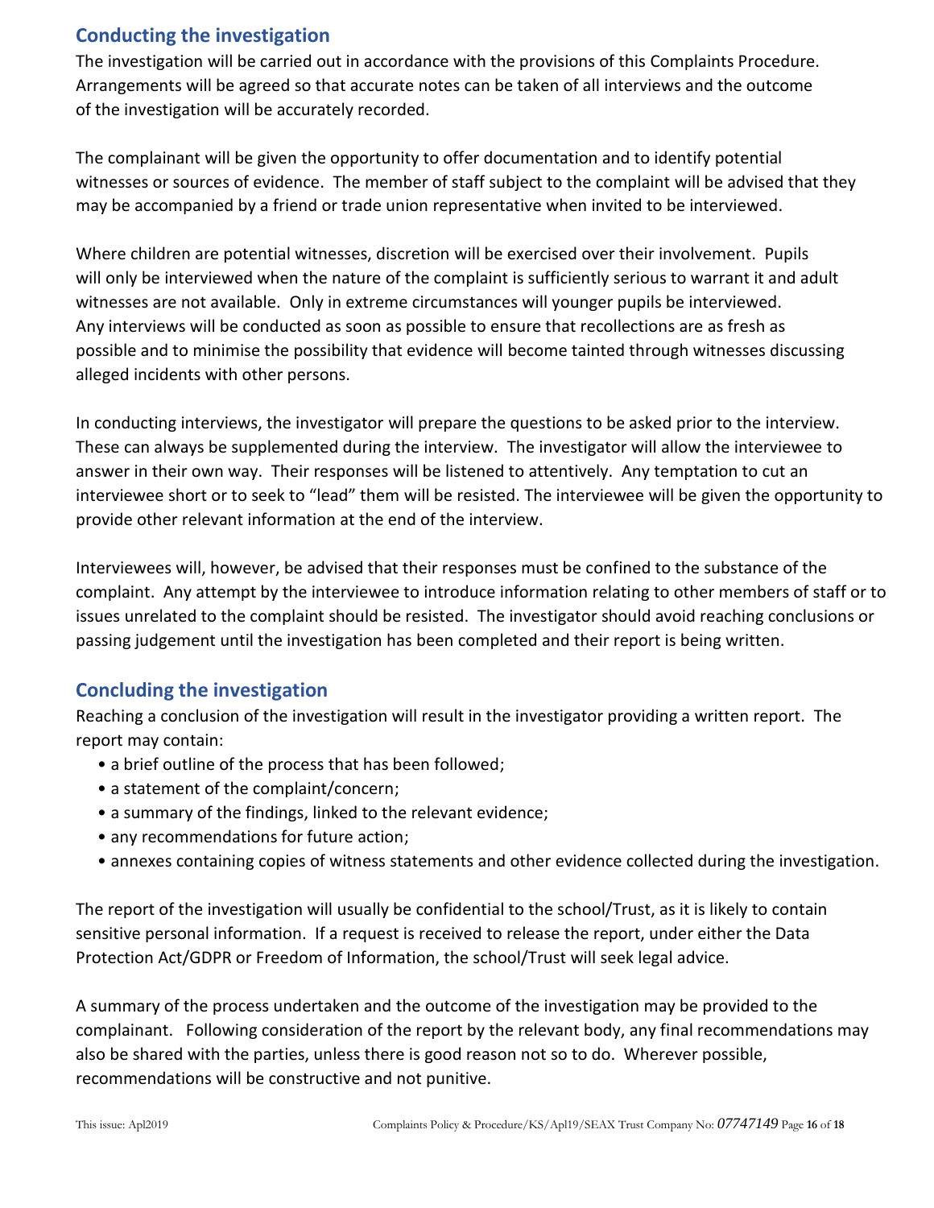## Conducting the investigation

The investigation will be carried out in accordance with the provisions of this Complaints Procedure. Arrangements will be agreed so that accurate notes can be taken of all interviews and the outcome of the investigation will be accurately recorded.

The complainant will be given the opportunity to offer documentation and to identify potential witnesses or sources of evidence. The member of staff subject to the complaint will be advised that they may be accompanied by a friend or trade union representative when invited to be interviewed.

Where children are potential witnesses, discretion will be exercised over their involvement. Pupils will only be interviewed when the nature of the complaint is sufficiently serious to warrant it and adult witnesses are not available. Only in extreme circumstances will younger pupils be interviewed. Any interviews will be conducted as soon as possible to ensure that recollections are as fresh as possible and to minimise the possibility that evidence will become tainted through witnesses discussing alleged incidents with other persons.

In conducting interviews, the investigator will prepare the questions to be asked prior to the interview. These can always be supplemented during the interview. The investigator will allow the interviewee to answer in their own way. Their responses will be listened to attentively. Any temptation to cut an interviewee short or to seek to "lead" them will be resisted. The interviewee will be given the opportunity to provide other relevant information at the end of the interview.

Interviewees will, however, be advised that their responses must be confined to the substance of the complaint. Any attempt by the interviewee to introduce information relating to other members of staff or to issues unrelated to the complaint should be resisted. The investigator should avoid reaching conclusions or passing judgement until the investigation has been completed and their report is being written.

## Concluding the investigation

Reaching a conclusion of the investigation will result in the investigator providing a written report. The report may contain:

- a brief outline of the process that has been followed;
- a statement of the complaint/concern;
- a summary of the findings, linked to the relevant evidence;
- any recommendations for future action;
- annexes containing copies of witness statements and other evidence collected during the investigation.

The report of the investigation will usually be confidential to the school/Trust, as it is likely to contain sensitive personal information. If a request is received to release the report, under either the Data Protection Act/GDPR or Freedom of Information, the school/Trust will seek legal advice.

A summary of the process undertaken and the outcome of the investigation may be provided to the complainant. Following consideration of the report by the relevant body, any final recommendations may also be shared with the parties, unless there is good reason not so to do. Wherever possible, recommendations will be constructive and not punitive.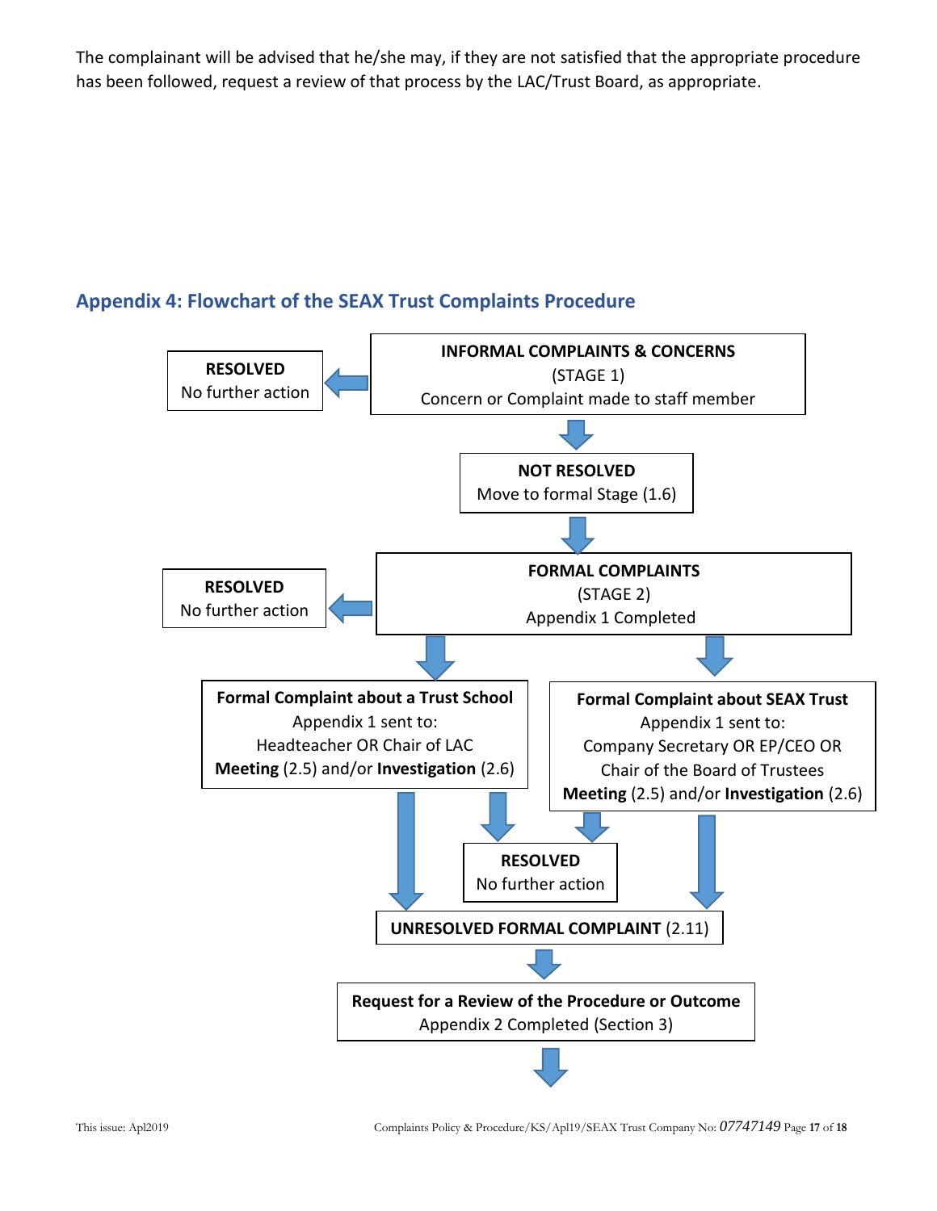The complainant will be advised that he/she may, if they are not satisfied that the appropriate procedure has been followed, request a review of that process by the LAC/Trust Board, as appropriate.

## Appendix 4: Flowchart of the SEAX Trust Complaints Procedure

**INFORMAL COMPLAINTS & CONCERNS**
(STAGE 1)
Concern or Complaint made to staff member

→ **RESOLVED**
No further action

↓

**NOT RESOLVED**
Move to formal Stage (1.6)

↓

**FORMAL COMPLAINTS**
(STAGE 2)
Appendix 1 Completed

→ **RESOLVED**
No further action

↓

**Formal Complaint about a Trust School**
Appendix 1 sent to:
Headteacher OR Chair of LAC
**Meeting** (2.5) and/or **Investigation** (2.6)

**Formal Complaint about SEAX Trust**
Appendix 1 sent to:
Company Secretary OR EP/CEO OR
Chair of the Board of Trustees
**Meeting** (2.5) and/or **Investigation** (2.6)

↓

**RESOLVED**
No further action

↓

**UNRESOLVED FORMAL COMPLAINT** (2.11)

↓

**Request for a Review of the Procedure or Outcome**
Appendix 2 Completed (Section 3)

↓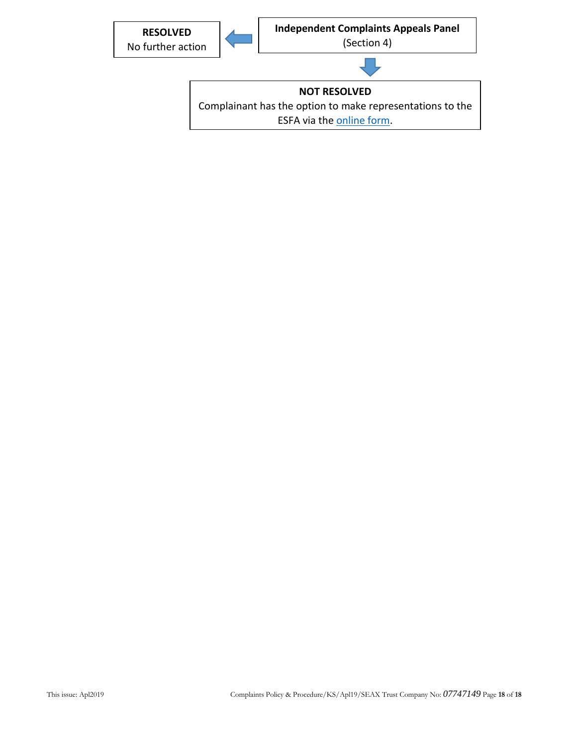**RESOLVED**
No further action

**Independent Complaints Appeals Panel**
(Section 4)

**NOT RESOLVED**
Complainant has the option to make representations to the ESFA via the online form.